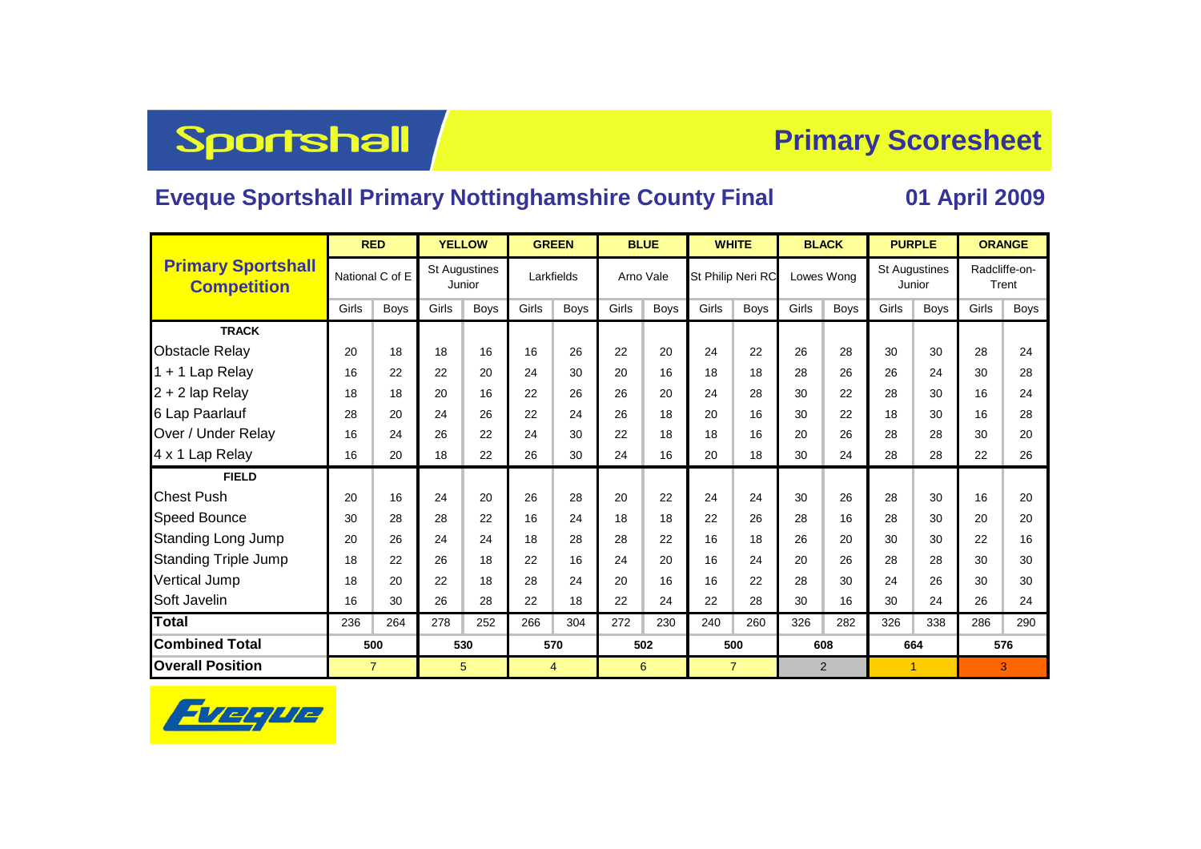# Sportshall

## Primary Scoresheet

### Eveque Sportshall Primary Nottinghamshire County Final

### 01 April 2009

| Primary Sportshall Competition | RED | | YELLOW | | GREEN | | BLUE | | WHITE | | BLACK | | PURPLE | | ORANGE | |
|---|---|---|---|---|---|---|---|---|---|---|---|---|---|---|---|---|
| | National C of E | | St Augustines Junior | | Larkfields | | Arno Vale | | St Philip Neri RC | | Lowes Wong | | St Augustines Junior | | Radcliffe-on-Trent | |
| | Girls | Boys | Girls | Boys | Girls | Boys | Girls | Boys | Girls | Boys | Girls | Boys | Girls | Boys | Girls | Boys |
| **TRACK** | | | | | | | | | | | | | | | | |
| Obstacle Relay | 20 | 18 | 18 | 16 | 16 | 26 | 22 | 20 | 24 | 22 | 26 | 28 | 30 | 30 | 28 | 24 |
| 1 + 1 Lap Relay | 16 | 22 | 22 | 20 | 24 | 30 | 20 | 16 | 18 | 18 | 28 | 26 | 26 | 24 | 30 | 28 |
| 2 + 2 lap Relay | 18 | 18 | 20 | 16 | 22 | 26 | 26 | 20 | 24 | 28 | 30 | 22 | 28 | 30 | 16 | 24 |
| 6 Lap Paarlauf | 28 | 20 | 24 | 26 | 22 | 24 | 26 | 18 | 20 | 16 | 30 | 22 | 18 | 30 | 16 | 28 |
| Over / Under Relay | 16 | 24 | 26 | 22 | 24 | 30 | 22 | 18 | 18 | 16 | 20 | 26 | 28 | 28 | 30 | 20 |
| 4 x 1 Lap Relay | 16 | 20 | 18 | 22 | 26 | 30 | 24 | 16 | 20 | 18 | 30 | 24 | 28 | 28 | 22 | 26 |
| **FIELD** | | | | | | | | | | | | | | | | |
| Chest Push | 20 | 16 | 24 | 20 | 26 | 28 | 20 | 22 | 24 | 24 | 30 | 26 | 28 | 30 | 16 | 20 |
| Speed Bounce | 30 | 28 | 28 | 22 | 16 | 24 | 18 | 18 | 22 | 26 | 28 | 16 | 28 | 30 | 20 | 20 |
| Standing Long Jump | 20 | 26 | 24 | 24 | 18 | 28 | 28 | 22 | 16 | 18 | 26 | 20 | 30 | 30 | 22 | 16 |
| Standing Triple Jump | 18 | 22 | 26 | 18 | 22 | 16 | 24 | 20 | 16 | 24 | 20 | 26 | 28 | 28 | 30 | 30 |
| Vertical Jump | 18 | 20 | 22 | 18 | 28 | 24 | 20 | 16 | 16 | 22 | 28 | 30 | 24 | 26 | 30 | 30 |
| Soft Javelin | 16 | 30 | 26 | 28 | 22 | 18 | 22 | 24 | 22 | 28 | 30 | 16 | 30 | 24 | 26 | 24 |
| **Total** | 236 | 264 | 278 | 252 | 266 | 304 | 272 | 230 | 240 | 260 | 326 | 282 | 326 | 338 | 286 | 290 |
| **Combined Total** | 500 | | 530 | | 570 | | 502 | | 500 | | 608 | | 664 | | 576 | |
| **Overall Position** | 7 | | 5 | | 4 | | 6 | | 7 | | 2 | | 1 | | 3 | |

Eveque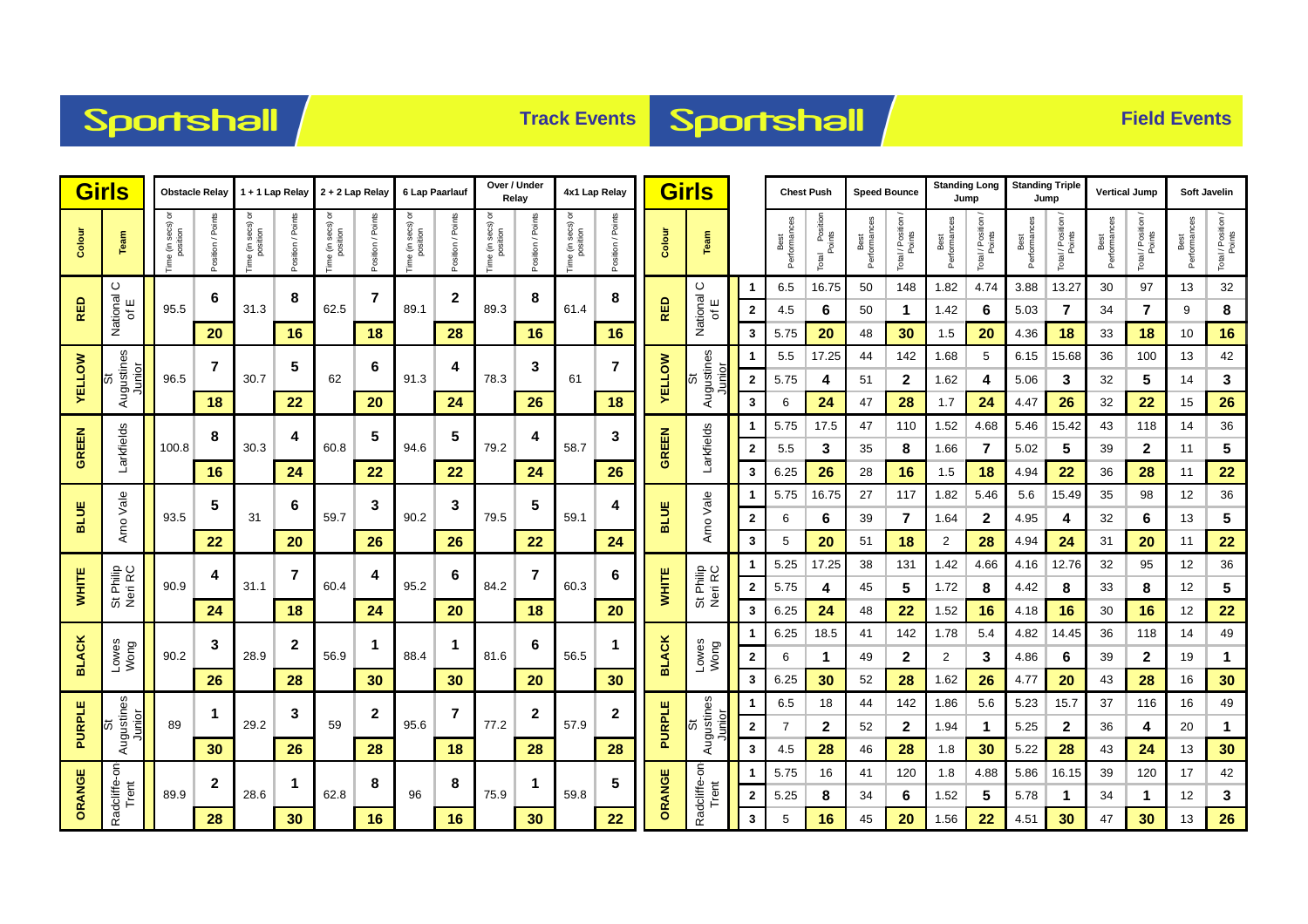# Sportshall — Track Events

## Girls

| Colour | Team | Obstacle Relay Time (in secs) or position | Obstacle Relay Position / Points | 1 + 1 Lap Relay Time (in secs) or position | 1 + 1 Lap Relay Position / Points | 2 + 2 Lap Relay Time (in secs) or position | 2 + 2 Lap Relay Position / Points | 6 Lap Paarlauf Time (in secs) or position | 6 Lap Paarlauf Position / Points | Over / Under Relay Time (in secs) or position | Over / Under Relay Position / Points | 4x1 Lap Relay Time (in secs) or position | 4x1 Lap Relay Position / Points |
|---|---|---|---|---|---|---|---|---|---|---|---|---|---|
| RED | National C of E | 95.5 | 6 | 31.3 | 8 | 62.5 | 7 | 89.1 | 2 | 89.3 | 8 | 61.4 | 8 |
| | | | 20 | | 16 | | 18 | | 28 | | 16 | | 16 |
| YELLOW | St Augustines Junior | 96.5 | 7 | 30.7 | 5 | 62 | 6 | 91.3 | 4 | 78.3 | 3 | 61 | 7 |
| | | | 18 | | 22 | | 20 | | 24 | | 26 | | 18 |
| GREEN | Larkfields | 100.8 | 8 | 30.3 | 4 | 60.8 | 5 | 94.6 | 5 | 79.2 | 4 | 58.7 | 3 |
| | | | 16 | | 24 | | 22 | | 22 | | 24 | | 26 |
| BLUE | Arno Vale | 93.5 | 5 | 31 | 6 | 59.7 | 3 | 90.2 | 3 | 79.5 | 5 | 59.1 | 4 |
| | | | 22 | | 20 | | 26 | | 26 | | 22 | | 24 |
| WHITE | St Philip Neri RC | 90.9 | 4 | 31.1 | 7 | 60.4 | 4 | 95.2 | 6 | 84.2 | 7 | 60.3 | 6 |
| | | | 24 | | 18 | | 24 | | 20 | | 18 | | 20 |
| BLACK | Lowes Wong | 90.2 | 3 | 28.9 | 2 | 56.9 | 1 | 88.4 | 1 | 81.6 | 6 | 56.5 | 1 |
| | | | 26 | | 28 | | 30 | | 30 | | 20 | | 30 |
| PURPLE | St Augustines Junior | 89 | 1 | 29.2 | 3 | 59 | 2 | 95.6 | 7 | 77.2 | 2 | 57.9 | 2 |
| | | | 30 | | 26 | | 28 | | 18 | | 28 | | 28 |
| ORANGE | Radcliffe-on Trent | 89.9 | 2 | 28.6 | 1 | 62.8 | 8 | 96 | 8 | 75.9 | 1 | 59.8 | 5 |
| | | | 28 | | 30 | | 16 | | 16 | | 30 | | 22 |

# Sportshall — Field Events

## Girls

| Colour | Team | | Chest Push Best Performances | Chest Push Total / Position / Points | Speed Bounce Best Performances | Speed Bounce Total / Position / Points | Standing Long Jump Best Performances | Standing Long Jump Total / Position / Points | Standing Triple Jump Best Performances | Standing Triple Jump Total / Position / Points | Vertical Jump Best Performances | Vertical Jump Total / Position / Points | Soft Javelin Best Performances | Soft Javelin Total / Position / Points |
|---|---|---|---|---|---|---|---|---|---|---|---|---|---|---|
| RED | National C of E | 1 | 6.5 | 16.75 | 50 | 148 | 1.82 | 4.74 | 3.88 | 13.27 | 30 | 97 | 13 | 32 |
| | | 2 | 4.5 | 6 | 50 | 1 | 1.42 | 6 | 5.03 | 7 | 34 | 7 | 9 | 8 |
| | | 3 | 5.75 | 20 | 48 | 30 | 1.5 | 20 | 4.36 | 18 | 33 | 18 | 10 | 16 |
| YELLOW | St Augustines Junior | 1 | 5.5 | 17.25 | 44 | 142 | 1.68 | 5 | 6.15 | 15.68 | 36 | 100 | 13 | 42 |
| | | 2 | 5.75 | 4 | 51 | 2 | 1.62 | 4 | 5.06 | 3 | 32 | 5 | 14 | 3 |
| | | 3 | 6 | 24 | 47 | 28 | 1.7 | 24 | 4.47 | 26 | 32 | 22 | 15 | 26 |
| GREEN | Larkfields | 1 | 5.75 | 17.5 | 47 | 110 | 1.52 | 4.68 | 5.46 | 15.42 | 43 | 118 | 14 | 36 |
| | | 2 | 5.5 | 3 | 35 | 8 | 1.66 | 7 | 5.02 | 5 | 39 | 2 | 11 | 5 |
| | | 3 | 6.25 | 26 | 28 | 16 | 1.5 | 18 | 4.94 | 22 | 36 | 28 | 11 | 22 |
| BLUE | Arno Vale | 1 | 5.75 | 16.75 | 27 | 117 | 1.82 | 5.46 | 5.6 | 15.49 | 35 | 98 | 12 | 36 |
| | | 2 | 6 | 6 | 39 | 7 | 1.64 | 2 | 4.95 | 4 | 32 | 6 | 13 | 5 |
| | | 3 | 5 | 20 | 51 | 18 | 2 | 28 | 4.94 | 24 | 31 | 20 | 11 | 22 |
| WHITE | St Philip Neri RC | 1 | 5.25 | 17.25 | 38 | 131 | 1.42 | 4.66 | 4.16 | 12.76 | 32 | 95 | 12 | 36 |
| | | 2 | 5.75 | 4 | 45 | 5 | 1.72 | 8 | 4.42 | 8 | 33 | 8 | 12 | 5 |
| | | 3 | 6.25 | 24 | 48 | 22 | 1.52 | 16 | 4.18 | 16 | 30 | 16 | 12 | 22 |
| BLACK | Lowes Wong | 1 | 6.25 | 18.5 | 41 | 142 | 1.78 | 5.4 | 4.82 | 14.45 | 36 | 118 | 14 | 49 |
| | | 2 | 6 | 1 | 49 | 2 | 2 | 3 | 4.86 | 6 | 39 | 2 | 19 | 1 |
| | | 3 | 6.25 | 30 | 52 | 28 | 1.62 | 26 | 4.77 | 20 | 43 | 28 | 16 | 30 |
| PURPLE | St Augustines Junior | 1 | 6.5 | 18 | 44 | 142 | 1.86 | 5.6 | 5.23 | 15.7 | 37 | 116 | 16 | 49 |
| | | 2 | 7 | 2 | 52 | 2 | 1.94 | 1 | 5.25 | 2 | 36 | 4 | 20 | 1 |
| | | 3 | 4.5 | 28 | 46 | 28 | 1.8 | 30 | 5.22 | 28 | 43 | 24 | 13 | 30 |
| ORANGE | Radcliffe-on Trent | 1 | 5.75 | 16 | 41 | 120 | 1.8 | 4.88 | 5.86 | 16.15 | 39 | 120 | 17 | 42 |
| | | 2 | 5.25 | 8 | 34 | 6 | 1.52 | 5 | 5.78 | 1 | 34 | 1 | 12 | 3 |
| | | 3 | 5 | 16 | 45 | 20 | 1.56 | 22 | 4.51 | 30 | 47 | 30 | 13 | 26 |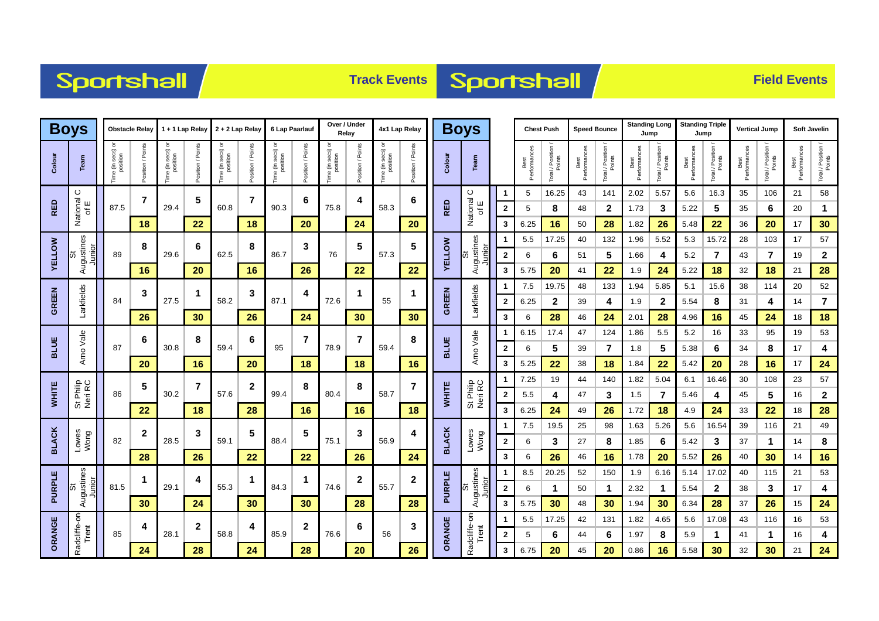# Sportshall — Track Events

| Boys | | Obstacle Relay | | 1 + 1 Lap Relay | | 2 + 2 Lap Relay | | 6 Lap Paarlauf | | Over / Under Relay | | 4x1 Lap Relay | |
|---|---|---|---|---|---|---|---|---|---|---|---|---|---|
| Colour | Team | Time (in secs) or position | Position / Points | Time (in secs) or position | Position / Points | Time (in secs) or position | Position / Points | Time (in secs) or position | Position / Points | Time (in secs) or position | Position / Points | Time (in secs) or position | Position / Points |
| RED | National C of E | 87.5 | 7 | 29.4 | 5 | 60.8 | 7 | 90.3 | 6 | 75.8 | 4 | 58.3 | 6 |
| | | | 18 | | 22 | | 18 | | 20 | | 24 | | 20 |
| YELLOW | St Augustines Junior | 89 | 8 | 29.6 | 6 | 62.5 | 8 | 86.7 | 3 | 76 | 5 | 57.3 | 5 |
| | | | 16 | | 20 | | 16 | | 26 | | 22 | | 22 |
| GREEN | Larkfields | 84 | 3 | 27.5 | 1 | 58.2 | 3 | 87.1 | 4 | 72.6 | 1 | 55 | 1 |
| | | | 26 | | 30 | | 26 | | 24 | | 30 | | 30 |
| BLUE | Arno Vale | 87 | 6 | 30.8 | 8 | 59.4 | 6 | 95 | 7 | 78.9 | 7 | 59.4 | 8 |
| | | | 20 | | 16 | | 20 | | 18 | | 18 | | 16 |
| WHITE | St Philip Neri RC | 86 | 5 | 30.2 | 7 | 57.6 | 2 | 99.4 | 8 | 80.4 | 8 | 58.7 | 7 |
| | | | 22 | | 18 | | 28 | | 16 | | 16 | | 18 |
| BLACK | Lowes Wong | 82 | 2 | 28.5 | 3 | 59.1 | 5 | 88.4 | 5 | 75.1 | 3 | 56.9 | 4 |
| | | | 28 | | 26 | | 22 | | 22 | | 26 | | 24 |
| PURPLE | St Augustines Junior | 81.5 | 1 | 29.1 | 4 | 55.3 | 1 | 84.3 | 1 | 74.6 | 2 | 55.7 | 2 |
| | | | 30 | | 24 | | 30 | | 30 | | 28 | | 28 |
| ORANGE | Radcliffe-on Trent | 85 | 4 | 28.1 | 2 | 58.8 | 4 | 85.9 | 2 | 76.6 | 6 | 56 | 3 |
| | | | 24 | | 28 | | 24 | | 28 | | 20 | | 26 |

# Sportshall — Field Events

| Boys | | | Chest Push | | Speed Bounce | | Standing Long Jump | | Standing Triple Jump | | Vertical Jump | | Soft Javelin | |
|---|---|---|---|---|---|---|---|---|---|---|---|---|---|---|
| Colour | Team | | Best Performances | Total / Position / Points | Best Performances | Total / Position / Points | Best Performances | Total / Position / Points | Best Performances | Total / Position / Points | Best Performances | Total / Position / Points | Best Performances | Total / Position / Points |
| RED | National C of E | 1 | 5 | 16.25 | 43 | 141 | 2.02 | 5.57 | 5.6 | 16.3 | 35 | 106 | 21 | 58 |
| | | 2 | 5 | 8 | 48 | 2 | 1.73 | 3 | 5.22 | 5 | 35 | 6 | 20 | 1 |
| | | 3 | 6.25 | 16 | 50 | 28 | 1.82 | 26 | 5.48 | 22 | 36 | 20 | 17 | 30 |
| YELLOW | St Augustines Junior | 1 | 5.5 | 17.25 | 40 | 132 | 1.96 | 5.52 | 5.3 | 15.72 | 28 | 103 | 17 | 57 |
| | | 2 | 6 | 6 | 51 | 5 | 1.66 | 4 | 5.2 | 7 | 43 | 7 | 19 | 2 |
| | | 3 | 5.75 | 20 | 41 | 22 | 1.9 | 24 | 5.22 | 18 | 32 | 18 | 21 | 28 |
| GREEN | Larkfields | 1 | 7.5 | 19.75 | 48 | 133 | 1.94 | 5.85 | 5.1 | 15.6 | 38 | 114 | 20 | 52 |
| | | 2 | 6.25 | 2 | 39 | 4 | 1.9 | 2 | 5.54 | 8 | 31 | 4 | 14 | 7 |
| | | 3 | 6 | 28 | 46 | 24 | 2.01 | 28 | 4.96 | 16 | 45 | 24 | 18 | 18 |
| BLUE | Arno Vale | 1 | 6.15 | 17.4 | 47 | 124 | 1.86 | 5.5 | 5.2 | 16 | 33 | 95 | 19 | 53 |
| | | 2 | 6 | 5 | 39 | 7 | 1.8 | 5 | 5.38 | 6 | 34 | 8 | 17 | 4 |
| | | 3 | 5.25 | 22 | 38 | 18 | 1.84 | 22 | 5.42 | 20 | 28 | 16 | 17 | 24 |
| WHITE | St Philip Neri RC | 1 | 7.25 | 19 | 44 | 140 | 1.82 | 5.04 | 6.1 | 16.46 | 30 | 108 | 23 | 57 |
| | | 2 | 5.5 | 4 | 47 | 3 | 1.5 | 7 | 5.46 | 4 | 45 | 5 | 16 | 2 |
| | | 3 | 6.25 | 24 | 49 | 26 | 1.72 | 18 | 4.9 | 24 | 33 | 22 | 18 | 28 |
| BLACK | Lowes Wong | 1 | 7.5 | 19.5 | 25 | 98 | 1.63 | 5.26 | 5.6 | 16.54 | 39 | 116 | 21 | 49 |
| | | 2 | 6 | 3 | 27 | 8 | 1.85 | 6 | 5.42 | 3 | 37 | 1 | 14 | 8 |
| | | 3 | 6 | 26 | 46 | 16 | 1.78 | 20 | 5.52 | 26 | 40 | 30 | 14 | 16 |
| PURPLE | St Augustines Junior | 1 | 8.5 | 20.25 | 52 | 150 | 1.9 | 6.16 | 5.14 | 17.02 | 40 | 115 | 21 | 53 |
| | | 2 | 6 | 1 | 50 | 1 | 2.32 | 1 | 5.54 | 2 | 38 | 3 | 17 | 4 |
| | | 3 | 5.75 | 30 | 48 | 30 | 1.94 | 30 | 6.34 | 28 | 37 | 26 | 15 | 24 |
| ORANGE | Radcliffe-on Trent | 1 | 5.5 | 17.25 | 42 | 131 | 1.82 | 4.65 | 5.6 | 17.08 | 43 | 116 | 16 | 53 |
| | | 2 | 5 | 6 | 44 | 6 | 1.97 | 8 | 5.9 | 1 | 41 | 1 | 16 | 4 |
| | | 3 | 6.75 | 20 | 45 | 20 | 0.86 | 16 | 5.58 | 30 | 32 | 30 | 21 | 24 |